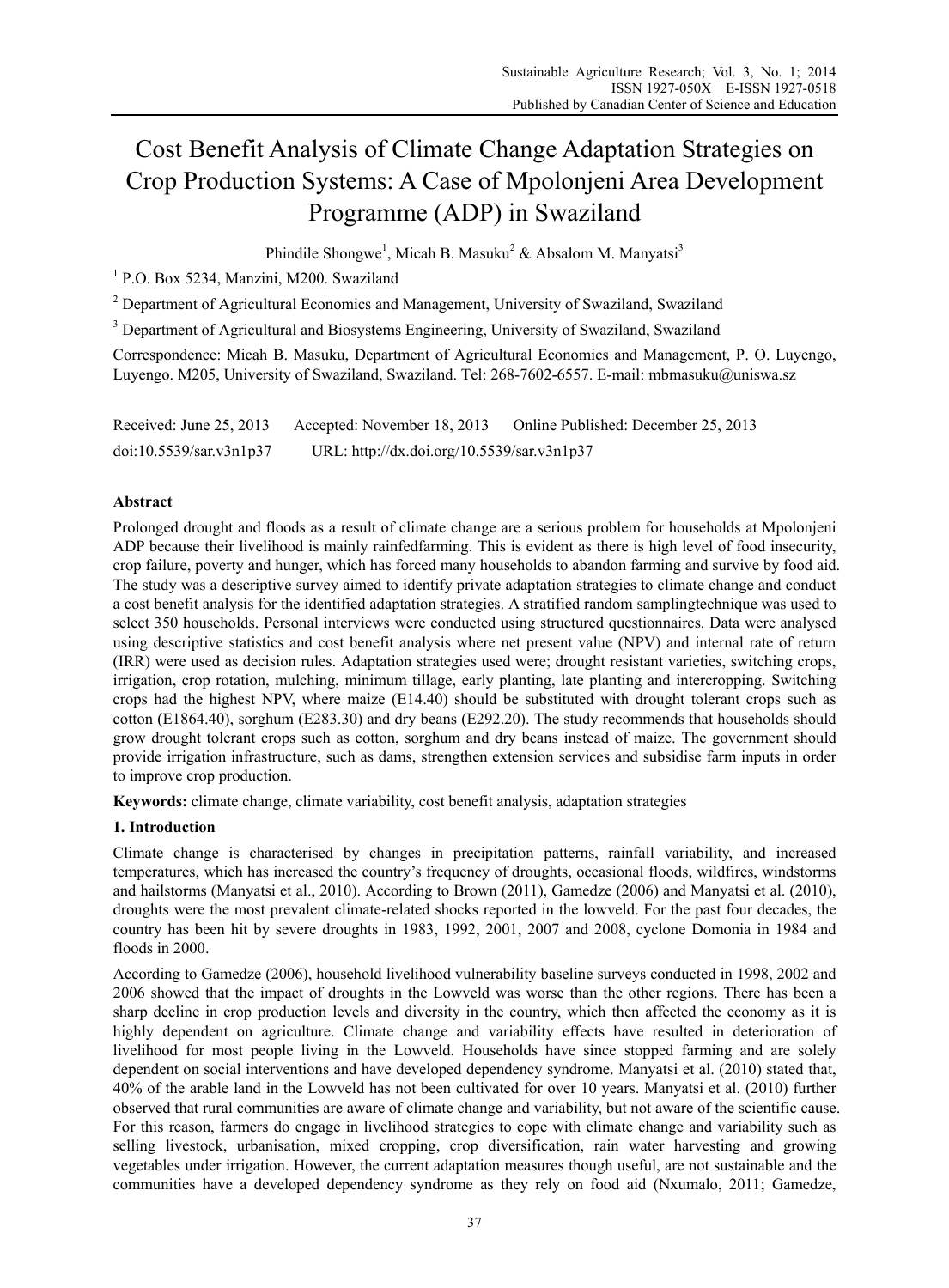# Cost Benefit Analysis of Climate Change Adaptation Strategies on Crop Production Systems: A Case of Mpolonjeni Area Development Programme (ADP) in Swaziland

Phindile Shongwe[1], Micah B. Masuku[2] & Absalom M. Manyatsi[3]

[1] P.O. Box 5234, Manzini, M200. Swaziland

[2] Department of Agricultural Economics and Management, University of Swaziland, Swaziland

[3] Department of Agricultural and Biosystems Engineering, University of Swaziland, Swaziland

Correspondence: Micah B. Masuku, Department of Agricultural Economics and Management, P. O. Luyengo, Luyengo. M205, University of Swaziland, Swaziland. Tel: 268-7602-6557. E-mail: mbmasuku@uniswa.sz

Received: June 25, 2013 Accepted: November 18, 2013 Online Published: December 25, 2013

doi:10.5539/sar.v3n1p37 URL: http://dx.doi.org/10.5539/sar.v3n1p37

## Abstract

Prolonged drought and floods as a result of climate change are a serious problem for households at Mpolonjeni ADP because their livelihood is mainly rainfedfarming. This is evident as there is high level of food insecurity, crop failure, poverty and hunger, which has forced many households to abandon farming and survive by food aid. The study was a descriptive survey aimed to identify private adaptation strategies to climate change and conduct a cost benefit analysis for the identified adaptation strategies. A stratified random samplingtechnique was used to select 350 households. Personal interviews were conducted using structured questionnaires. Data were analysed using descriptive statistics and cost benefit analysis where net present value (NPV) and internal rate of return (IRR) were used as decision rules. Adaptation strategies used were; drought resistant varieties, switching crops, irrigation, crop rotation, mulching, minimum tillage, early planting, late planting and intercropping. Switching crops had the highest NPV, where maize (E14.40) should be substituted with drought tolerant crops such as cotton (E1864.40), sorghum (E283.30) and dry beans (E292.20). The study recommends that households should grow drought tolerant crops such as cotton, sorghum and dry beans instead of maize. The government should provide irrigation infrastructure, such as dams, strengthen extension services and subsidise farm inputs in order to improve crop production.

**Keywords:** climate change, climate variability, cost benefit analysis, adaptation strategies

## 1. Introduction

Climate change is characterised by changes in precipitation patterns, rainfall variability, and increased temperatures, which has increased the country's frequency of droughts, occasional floods, wildfires, windstorms and hailstorms (Manyatsi et al., 2010). According to Brown (2011), Gamedze (2006) and Manyatsi et al. (2010), droughts were the most prevalent climate-related shocks reported in the lowveld. For the past four decades, the country has been hit by severe droughts in 1983, 1992, 2001, 2007 and 2008, cyclone Domonia in 1984 and floods in 2000.

According to Gamedze (2006), household livelihood vulnerability baseline surveys conducted in 1998, 2002 and 2006 showed that the impact of droughts in the Lowveld was worse than the other regions. There has been a sharp decline in crop production levels and diversity in the country, which then affected the economy as it is highly dependent on agriculture. Climate change and variability effects have resulted in deterioration of livelihood for most people living in the Lowveld. Households have since stopped farming and are solely dependent on social interventions and have developed dependency syndrome. Manyatsi et al. (2010) stated that, 40% of the arable land in the Lowveld has not been cultivated for over 10 years. Manyatsi et al. (2010) further observed that rural communities are aware of climate change and variability, but not aware of the scientific cause. For this reason, farmers do engage in livelihood strategies to cope with climate change and variability such as selling livestock, urbanisation, mixed cropping, crop diversification, rain water harvesting and growing vegetables under irrigation. However, the current adaptation measures though useful, are not sustainable and the communities have a developed dependency syndrome as they rely on food aid (Nxumalo, 2011; Gamedze,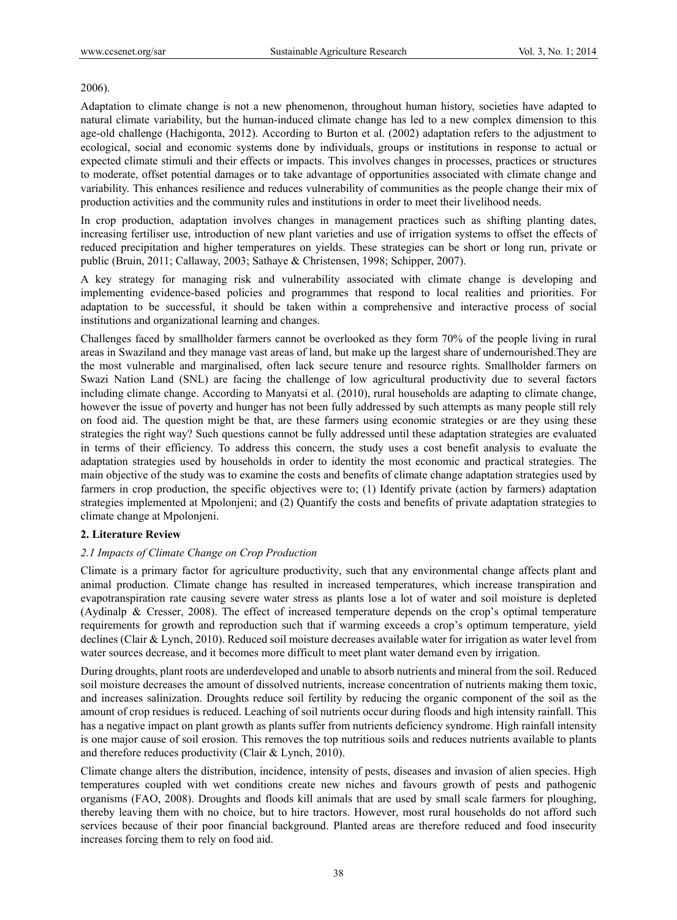2006).

Adaptation to climate change is not a new phenomenon, throughout human history, societies have adapted to natural climate variability, but the human-induced climate change has led to a new complex dimension to this age-old challenge (Hachigonta, 2012). According to Burton et al. (2002) adaptation refers to the adjustment to ecological, social and economic systems done by individuals, groups or institutions in response to actual or expected climate stimuli and their effects or impacts. This involves changes in processes, practices or structures to moderate, offset potential damages or to take advantage of opportunities associated with climate change and variability. This enhances resilience and reduces vulnerability of communities as the people change their mix of production activities and the community rules and institutions in order to meet their livelihood needs.

In crop production, adaptation involves changes in management practices such as shifting planting dates, increasing fertiliser use, introduction of new plant varieties and use of irrigation systems to offset the effects of reduced precipitation and higher temperatures on yields. These strategies can be short or long run, private or public (Bruin, 2011; Callaway, 2003; Sathaye & Christensen, 1998; Schipper, 2007).

A key strategy for managing risk and vulnerability associated with climate change is developing and implementing evidence-based policies and programmes that respond to local realities and priorities. For adaptation to be successful, it should be taken within a comprehensive and interactive process of social institutions and organizational learning and changes.

Challenges faced by smallholder farmers cannot be overlooked as they form 70% of the people living in rural areas in Swaziland and they manage vast areas of land, but make up the largest share of undernourished.They are the most vulnerable and marginalised, often lack secure tenure and resource rights. Smallholder farmers on Swazi Nation Land (SNL) are facing the challenge of low agricultural productivity due to several factors including climate change. According to Manyatsi et al. (2010), rural households are adapting to climate change, however the issue of poverty and hunger has not been fully addressed by such attempts as many people still rely on food aid. The question might be that, are these farmers using economic strategies or are they using these strategies the right way? Such questions cannot be fully addressed until these adaptation strategies are evaluated in terms of their efficiency. To address this concern, the study uses a cost benefit analysis to evaluate the adaptation strategies used by households in order to identity the most economic and practical strategies. The main objective of the study was to examine the costs and benefits of climate change adaptation strategies used by farmers in crop production, the specific objectives were to; (1) Identify private (action by farmers) adaptation strategies implemented at Mpolonjeni; and (2) Quantify the costs and benefits of private adaptation strategies to climate change at Mpolonjeni.

## 2. Literature Review

### *2.1 Impacts of Climate Change on Crop Production*

Climate is a primary factor for agriculture productivity, such that any environmental change affects plant and animal production. Climate change has resulted in increased temperatures, which increase transpiration and evapotranspiration rate causing severe water stress as plants lose a lot of water and soil moisture is depleted (Aydinalp & Cresser, 2008). The effect of increased temperature depends on the crop's optimal temperature requirements for growth and reproduction such that if warming exceeds a crop's optimum temperature, yield declines (Clair & Lynch, 2010). Reduced soil moisture decreases available water for irrigation as water level from water sources decrease, and it becomes more difficult to meet plant water demand even by irrigation.

During droughts, plant roots are underdeveloped and unable to absorb nutrients and mineral from the soil. Reduced soil moisture decreases the amount of dissolved nutrients, increase concentration of nutrients making them toxic, and increases salinization. Droughts reduce soil fertility by reducing the organic component of the soil as the amount of crop residues is reduced. Leaching of soil nutrients occur during floods and high intensity rainfall. This has a negative impact on plant growth as plants suffer from nutrients deficiency syndrome. High rainfall intensity is one major cause of soil erosion. This removes the top nutritious soils and reduces nutrients available to plants and therefore reduces productivity (Clair & Lynch, 2010).

Climate change alters the distribution, incidence, intensity of pests, diseases and invasion of alien species. High temperatures coupled with wet conditions create new niches and favours growth of pests and pathogenic organisms (FAO, 2008). Droughts and floods kill animals that are used by small scale farmers for ploughing, thereby leaving them with no choice, but to hire tractors. However, most rural households do not afford such services because of their poor financial background. Planted areas are therefore reduced and food insecurity increases forcing them to rely on food aid.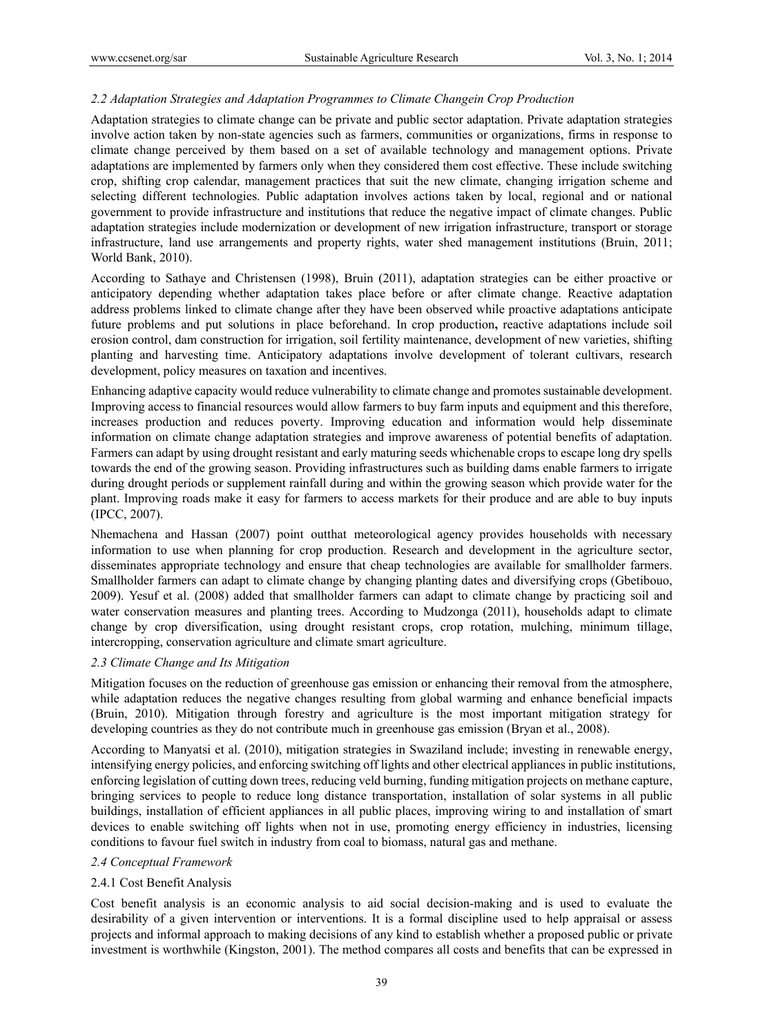### *2.2 Adaptation Strategies and Adaptation Programmes to Climate Changein Crop Production*

Adaptation strategies to climate change can be private and public sector adaptation. Private adaptation strategies involve action taken by non-state agencies such as farmers, communities or organizations, firms in response to climate change perceived by them based on a set of available technology and management options. Private adaptations are implemented by farmers only when they considered them cost effective. These include switching crop, shifting crop calendar, management practices that suit the new climate, changing irrigation scheme and selecting different technologies. Public adaptation involves actions taken by local, regional and or national government to provide infrastructure and institutions that reduce the negative impact of climate changes. Public adaptation strategies include modernization or development of new irrigation infrastructure, transport or storage infrastructure, land use arrangements and property rights, water shed management institutions (Bruin, 2011; World Bank, 2010).

According to Sathaye and Christensen (1998), Bruin (2011), adaptation strategies can be either proactive or anticipatory depending whether adaptation takes place before or after climate change. Reactive adaptation address problems linked to climate change after they have been observed while proactive adaptations anticipate future problems and put solutions in place beforehand. In crop production**,** reactive adaptations include soil erosion control, dam construction for irrigation, soil fertility maintenance, development of new varieties, shifting planting and harvesting time. Anticipatory adaptations involve development of tolerant cultivars, research development, policy measures on taxation and incentives.

Enhancing adaptive capacity would reduce vulnerability to climate change and promotes sustainable development. Improving access to financial resources would allow farmers to buy farm inputs and equipment and this therefore, increases production and reduces poverty. Improving education and information would help disseminate information on climate change adaptation strategies and improve awareness of potential benefits of adaptation. Farmers can adapt by using drought resistant and early maturing seeds whichenable crops to escape long dry spells towards the end of the growing season. Providing infrastructures such as building dams enable farmers to irrigate during drought periods or supplement rainfall during and within the growing season which provide water for the plant. Improving roads make it easy for farmers to access markets for their produce and are able to buy inputs (IPCC, 2007).

Nhemachena and Hassan (2007) point outthat meteorological agency provides households with necessary information to use when planning for crop production. Research and development in the agriculture sector, disseminates appropriate technology and ensure that cheap technologies are available for smallholder farmers. Smallholder farmers can adapt to climate change by changing planting dates and diversifying crops (Gbetibouo, 2009). Yesuf et al. (2008) added that smallholder farmers can adapt to climate change by practicing soil and water conservation measures and planting trees. According to Mudzonga (2011), households adapt to climate change by crop diversification, using drought resistant crops, crop rotation, mulching, minimum tillage, intercropping, conservation agriculture and climate smart agriculture.

### *2.3 Climate Change and Its Mitigation*

Mitigation focuses on the reduction of greenhouse gas emission or enhancing their removal from the atmosphere, while adaptation reduces the negative changes resulting from global warming and enhance beneficial impacts (Bruin, 2010). Mitigation through forestry and agriculture is the most important mitigation strategy for developing countries as they do not contribute much in greenhouse gas emission (Bryan et al., 2008).

According to Manyatsi et al. (2010), mitigation strategies in Swaziland include; investing in renewable energy, intensifying energy policies, and enforcing switching off lights and other electrical appliances in public institutions, enforcing legislation of cutting down trees, reducing veld burning, funding mitigation projects on methane capture, bringing services to people to reduce long distance transportation, installation of solar systems in all public buildings, installation of efficient appliances in all public places, improving wiring to and installation of smart devices to enable switching off lights when not in use, promoting energy efficiency in industries, licensing conditions to favour fuel switch in industry from coal to biomass, natural gas and methane.

### *2.4 Conceptual Framework*

#### 2.4.1 Cost Benefit Analysis

Cost benefit analysis is an economic analysis to aid social decision-making and is used to evaluate the desirability of a given intervention or interventions. It is a formal discipline used to help appraisal or assess projects and informal approach to making decisions of any kind to establish whether a proposed public or private investment is worthwhile (Kingston, 2001). The method compares all costs and benefits that can be expressed in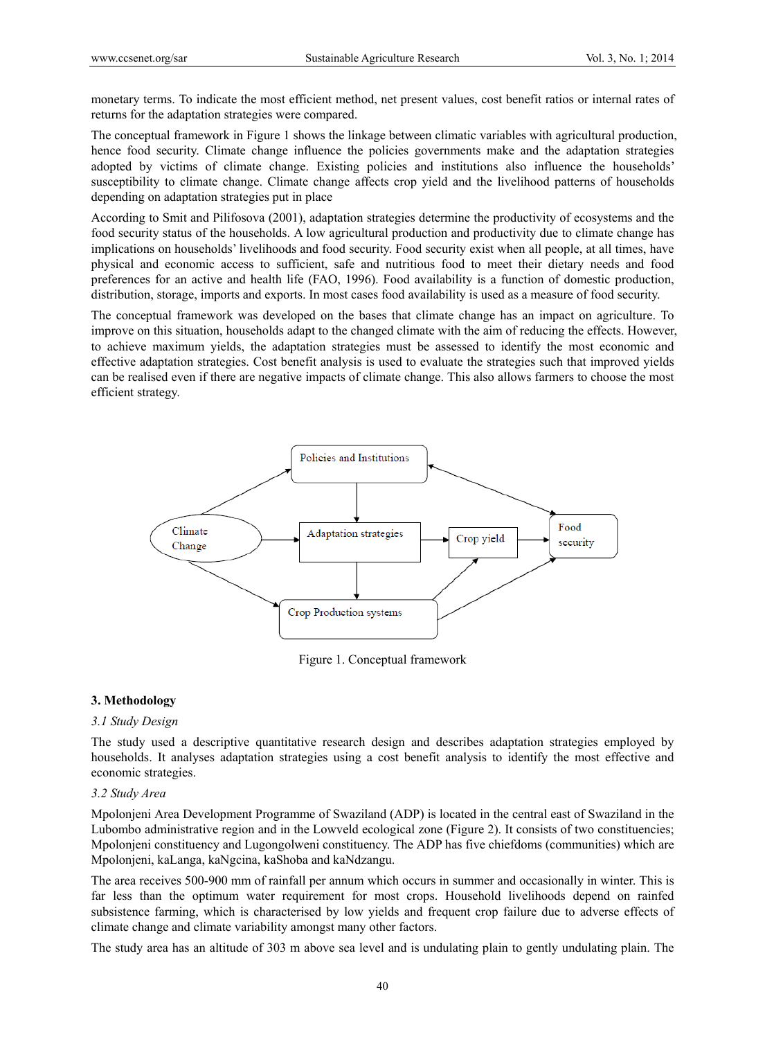monetary terms. To indicate the most efficient method, net present values, cost benefit ratios or internal rates of returns for the adaptation strategies were compared.

The conceptual framework in Figure 1 shows the linkage between climatic variables with agricultural production, hence food security. Climate change influence the policies governments make and the adaptation strategies adopted by victims of climate change. Existing policies and institutions also influence the households' susceptibility to climate change. Climate change affects crop yield and the livelihood patterns of households depending on adaptation strategies put in place

According to Smit and Pilifosova (2001), adaptation strategies determine the productivity of ecosystems and the food security status of the households. A low agricultural production and productivity due to climate change has implications on households' livelihoods and food security. Food security exist when all people, at all times, have physical and economic access to sufficient, safe and nutritious food to meet their dietary needs and food preferences for an active and health life (FAO, 1996). Food availability is a function of domestic production, distribution, storage, imports and exports. In most cases food availability is used as a measure of food security.

The conceptual framework was developed on the bases that climate change has an impact on agriculture. To improve on this situation, households adapt to the changed climate with the aim of reducing the effects. However, to achieve maximum yields, the adaptation strategies must be assessed to identify the most economic and effective adaptation strategies. Cost benefit analysis is used to evaluate the strategies such that improved yields can be realised even if there are negative impacts of climate change. This also allows farmers to choose the most efficient strategy.

Figure 1. Conceptual framework

## 3. Methodology

### *3.1 Study Design*

The study used a descriptive quantitative research design and describes adaptation strategies employed by households. It analyses adaptation strategies using a cost benefit analysis to identify the most effective and economic strategies.

### *3.2 Study Area*

Mpolonjeni Area Development Programme of Swaziland (ADP) is located in the central east of Swaziland in the Lubombo administrative region and in the Lowveld ecological zone (Figure 2). It consists of two constituencies; Mpolonjeni constituency and Lugongolweni constituency. The ADP has five chiefdoms (communities) which are Mpolonjeni, kaLanga, kaNgcina, kaShoba and kaNdzangu.

The area receives 500-900 mm of rainfall per annum which occurs in summer and occasionally in winter. This is far less than the optimum water requirement for most crops. Household livelihoods depend on rainfed subsistence farming, which is characterised by low yields and frequent crop failure due to adverse effects of climate change and climate variability amongst many other factors.

The study area has an altitude of 303 m above sea level and is undulating plain to gently undulating plain. The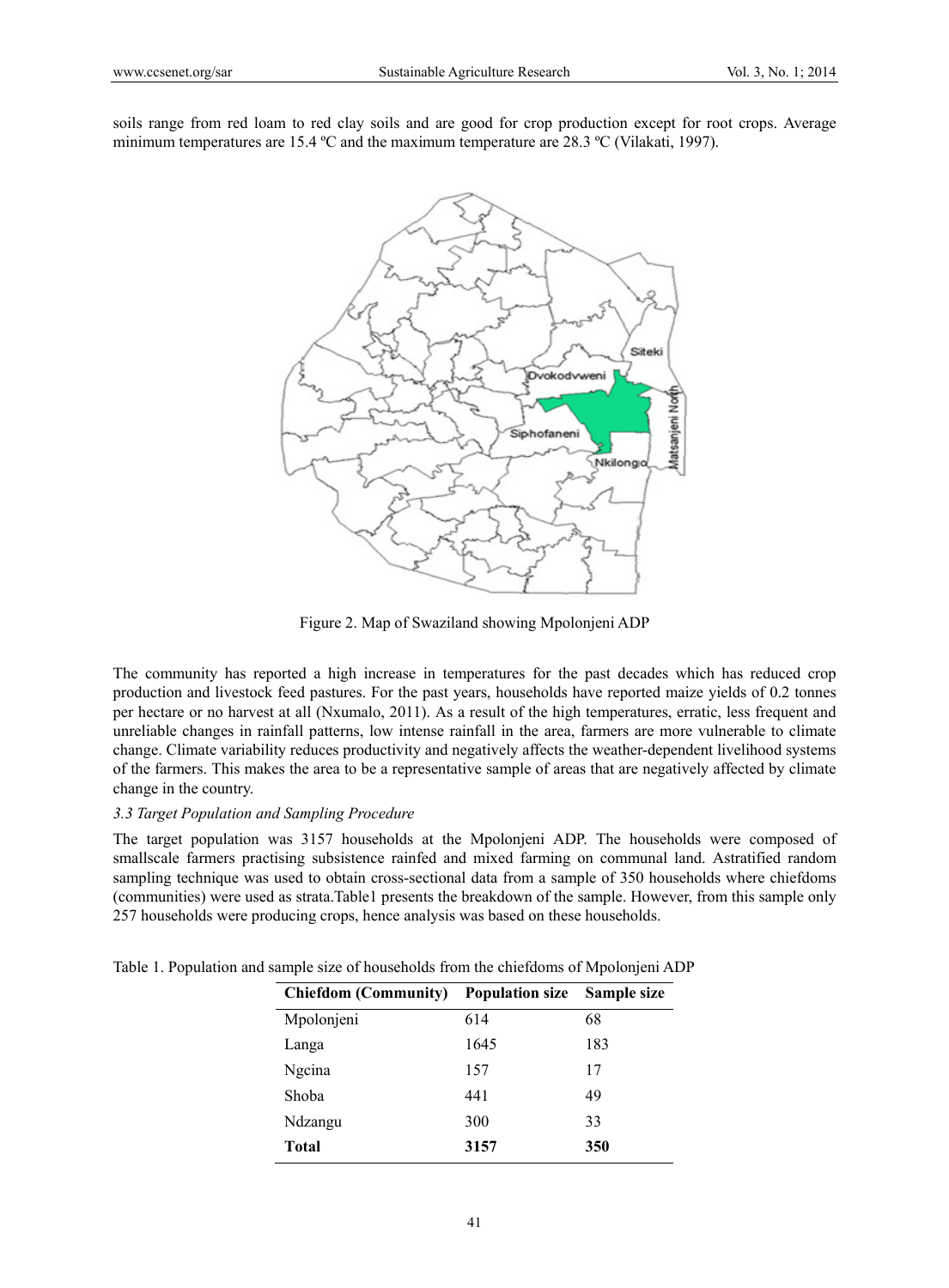soils range from red loam to red clay soils and are good for crop production except for root crops. Average minimum temperatures are 15.4 ºC and the maximum temperature are 28.3 ºC (Vilakati, 1997).

Figure 2. Map of Swaziland showing Mpolonjeni ADP

The community has reported a high increase in temperatures for the past decades which has reduced crop production and livestock feed pastures. For the past years, households have reported maize yields of 0.2 tonnes per hectare or no harvest at all (Nxumalo, 2011). As a result of the high temperatures, erratic, less frequent and unreliable changes in rainfall patterns, low intense rainfall in the area, farmers are more vulnerable to climate change. Climate variability reduces productivity and negatively affects the weather-dependent livelihood systems of the farmers. This makes the area to be a representative sample of areas that are negatively affected by climate change in the country.

*3.3 Target Population and Sampling Procedure*

The target population was 3157 households at the Mpolonjeni ADP. The households were composed of smallscale farmers practising subsistence rainfed and mixed farming on communal land. Astratified random sampling technique was used to obtain cross-sectional data from a sample of 350 households where chiefdoms (communities) were used as strata.Table1 presents the breakdown of the sample. However, from this sample only 257 households were producing crops, hence analysis was based on these households.

Table 1. Population and sample size of households from the chiefdoms of Mpolonjeni ADP

| Chiefdom (Community) | Population size | Sample size |
|---|---|---|
| Mpolonjeni | 614 | 68 |
| Langa | 1645 | 183 |
| Ngcina | 157 | 17 |
| Shoba | 441 | 49 |
| Ndzangu | 300 | 33 |
| **Total** | **3157** | **350** |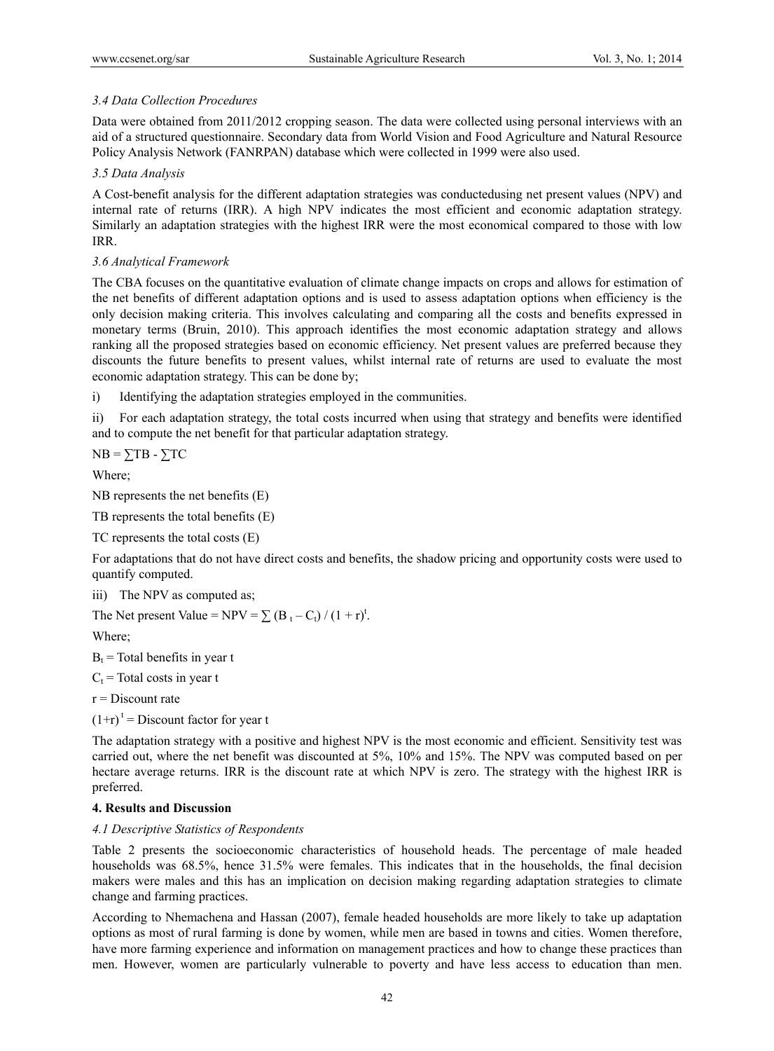### *3.4 Data Collection Procedures*

Data were obtained from 2011/2012 cropping season. The data were collected using personal interviews with an aid of a structured questionnaire. Secondary data from World Vision and Food Agriculture and Natural Resource Policy Analysis Network (FANRPAN) database which were collected in 1999 were also used.

### *3.5 Data Analysis*

A Cost-benefit analysis for the different adaptation strategies was conductedusing net present values (NPV) and internal rate of returns (IRR). A high NPV indicates the most efficient and economic adaptation strategy. Similarly an adaptation strategies with the highest IRR were the most economical compared to those with low IRR.

### *3.6 Analytical Framework*

The CBA focuses on the quantitative evaluation of climate change impacts on crops and allows for estimation of the net benefits of different adaptation options and is used to assess adaptation options when efficiency is the only decision making criteria. This involves calculating and comparing all the costs and benefits expressed in monetary terms (Bruin, 2010). This approach identifies the most economic adaptation strategy and allows ranking all the proposed strategies based on economic efficiency. Net present values are preferred because they discounts the future benefits to present values, whilst internal rate of returns are used to evaluate the most economic adaptation strategy. This can be done by;

i) Identifying the adaptation strategies employed in the communities.

ii) For each adaptation strategy, the total costs incurred when using that strategy and benefits were identified and to compute the net benefit for that particular adaptation strategy.

$NB = \sum TB - \sum TC$

Where;

NB represents the net benefits (E)

TB represents the total benefits (E)

TC represents the total costs (E)

For adaptations that do not have direct costs and benefits, the shadow pricing and opportunity costs were used to quantify computed.

iii) The NPV as computed as;

The Net present Value = $NPV = \sum (B_t - C_t) / (1 + r)^t$.

Where;

$B_t$ = Total benefits in year t

$C_t$ = Total costs in year t

r = Discount rate

$(1+r)^t$ = Discount factor for year t

The adaptation strategy with a positive and highest NPV is the most economic and efficient. Sensitivity test was carried out, where the net benefit was discounted at 5%, 10% and 15%. The NPV was computed based on per hectare average returns. IRR is the discount rate at which NPV is zero. The strategy with the highest IRR is preferred.

## 4. Results and Discussion

### *4.1 Descriptive Statistics of Respondents*

Table 2 presents the socioeconomic characteristics of household heads. The percentage of male headed households was 68.5%, hence 31.5% were females. This indicates that in the households, the final decision makers were males and this has an implication on decision making regarding adaptation strategies to climate change and farming practices.

According to Nhemachena and Hassan (2007), female headed households are more likely to take up adaptation options as most of rural farming is done by women, while men are based in towns and cities. Women therefore, have more farming experience and information on management practices and how to change these practices than men. However, women are particularly vulnerable to poverty and have less access to education than men.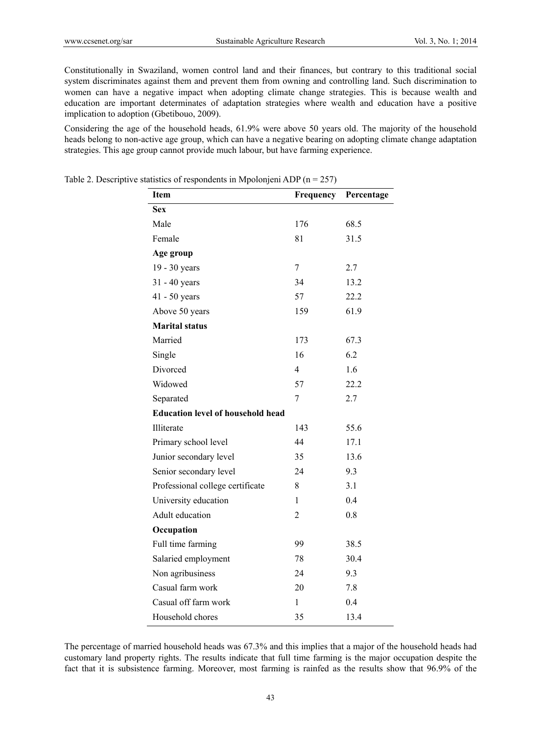Constitutionally in Swaziland, women control land and their finances, but contrary to this traditional social system discriminates against them and prevent them from owning and controlling land. Such discrimination to women can have a negative impact when adopting climate change strategies. This is because wealth and education are important determinates of adaptation strategies where wealth and education have a positive implication to adoption (Gbetibouo, 2009).

Considering the age of the household heads, 61.9% were above 50 years old. The majority of the household heads belong to non-active age group, which can have a negative bearing on adopting climate change adaptation strategies. This age group cannot provide much labour, but have farming experience.

Table 2. Descriptive statistics of respondents in Mpolonjeni ADP (n = 257)

| Item | Frequency | Percentage |
|---|---|---|
| **Sex** | | |
| Male | 176 | 68.5 |
| Female | 81 | 31.5 |
| **Age group** | | |
| 19 - 30 years | 7 | 2.7 |
| 31 - 40 years | 34 | 13.2 |
| 41 - 50 years | 57 | 22.2 |
| Above 50 years | 159 | 61.9 |
| **Marital status** | | |
| Married | 173 | 67.3 |
| Single | 16 | 6.2 |
| Divorced | 4 | 1.6 |
| Widowed | 57 | 22.2 |
| Separated | 7 | 2.7 |
| **Education level of household head** | | |
| Illiterate | 143 | 55.6 |
| Primary school level | 44 | 17.1 |
| Junior secondary level | 35 | 13.6 |
| Senior secondary level | 24 | 9.3 |
| Professional college certificate | 8 | 3.1 |
| University education | 1 | 0.4 |
| Adult education | 2 | 0.8 |
| **Occupation** | | |
| Full time farming | 99 | 38.5 |
| Salaried employment | 78 | 30.4 |
| Non agribusiness | 24 | 9.3 |
| Casual farm work | 20 | 7.8 |
| Casual off farm work | 1 | 0.4 |
| Household chores | 35 | 13.4 |

The percentage of married household heads was 67.3% and this implies that a major of the household heads had customary land property rights. The results indicate that full time farming is the major occupation despite the fact that it is subsistence farming. Moreover, most farming is rainfed as the results show that 96.9% of the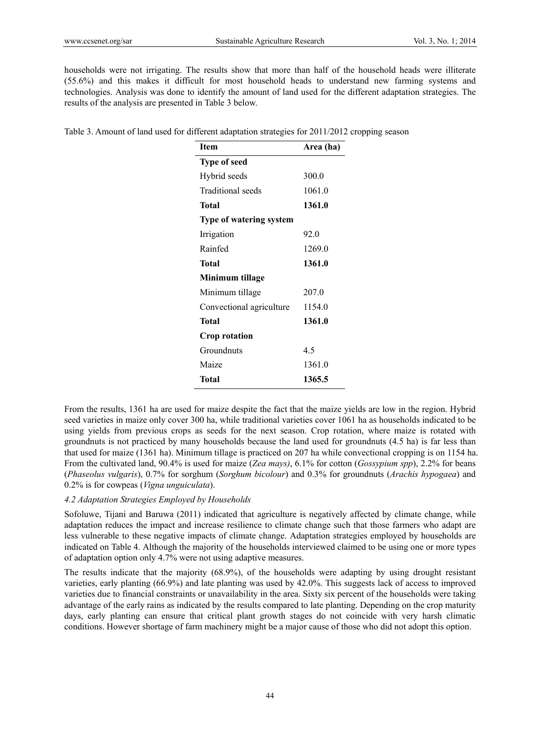households were not irrigating. The results show that more than half of the household heads were illiterate (55.6%) and this makes it difficult for most household heads to understand new farming systems and technologies. Analysis was done to identify the amount of land used for the different adaptation strategies. The results of the analysis are presented in Table 3 below.

Table 3. Amount of land used for different adaptation strategies for 2011/2012 cropping season

| Item | Area (ha) |
|---|---|
| **Type of seed** | |
| Hybrid seeds | 300.0 |
| Traditional seeds | 1061.0 |
| **Total** | **1361.0** |
| **Type of watering system** | |
| Irrigation | 92.0 |
| Rainfed | 1269.0 |
| **Total** | **1361.0** |
| **Minimum tillage** | |
| Minimum tillage | 207.0 |
| Convectional agriculture | 1154.0 |
| **Total** | **1361.0** |
| **Crop rotation** | |
| Groundnuts | 4.5 |
| Maize | 1361.0 |
| **Total** | **1365.5** |

From the results, 1361 ha are used for maize despite the fact that the maize yields are low in the region. Hybrid seed varieties in maize only cover 300 ha, while traditional varieties cover 1061 ha as households indicated to be using yields from previous crops as seeds for the next season. Crop rotation, where maize is rotated with groundnuts is not practiced by many households because the land used for groundnuts (4.5 ha) is far less than that used for maize (1361 ha). Minimum tillage is practiced on 207 ha while convectional cropping is on 1154 ha. From the cultivated land, 90.4% is used for maize (*Zea mays*), 6.1% for cotton (*Gossypium spp*), 2.2% for beans (*Phaseolus vulgaris*), 0.7% for sorghum (*Sorghum bicolour*) and 0.3% for groundnuts (*Arachis hypogaea*) and 0.2% is for cowpeas (*Vigna unguiculata*).

### *4.2 Adaptation Strategies Employed by Households*

Sofoluwe, Tijani and Baruwa (2011) indicated that agriculture is negatively affected by climate change, while adaptation reduces the impact and increase resilience to climate change such that those farmers who adapt are less vulnerable to these negative impacts of climate change. Adaptation strategies employed by households are indicated on Table 4. Although the majority of the households interviewed claimed to be using one or more types of adaptation option only 4.7% were not using adaptive measures.

The results indicate that the majority (68.9%), of the households were adapting by using drought resistant varieties, early planting (66.9%) and late planting was used by 42.0%. This suggests lack of access to improved varieties due to financial constraints or unavailability in the area. Sixty six percent of the households were taking advantage of the early rains as indicated by the results compared to late planting. Depending on the crop maturity days, early planting can ensure that critical plant growth stages do not coincide with very harsh climatic conditions. However shortage of farm machinery might be a major cause of those who did not adopt this option.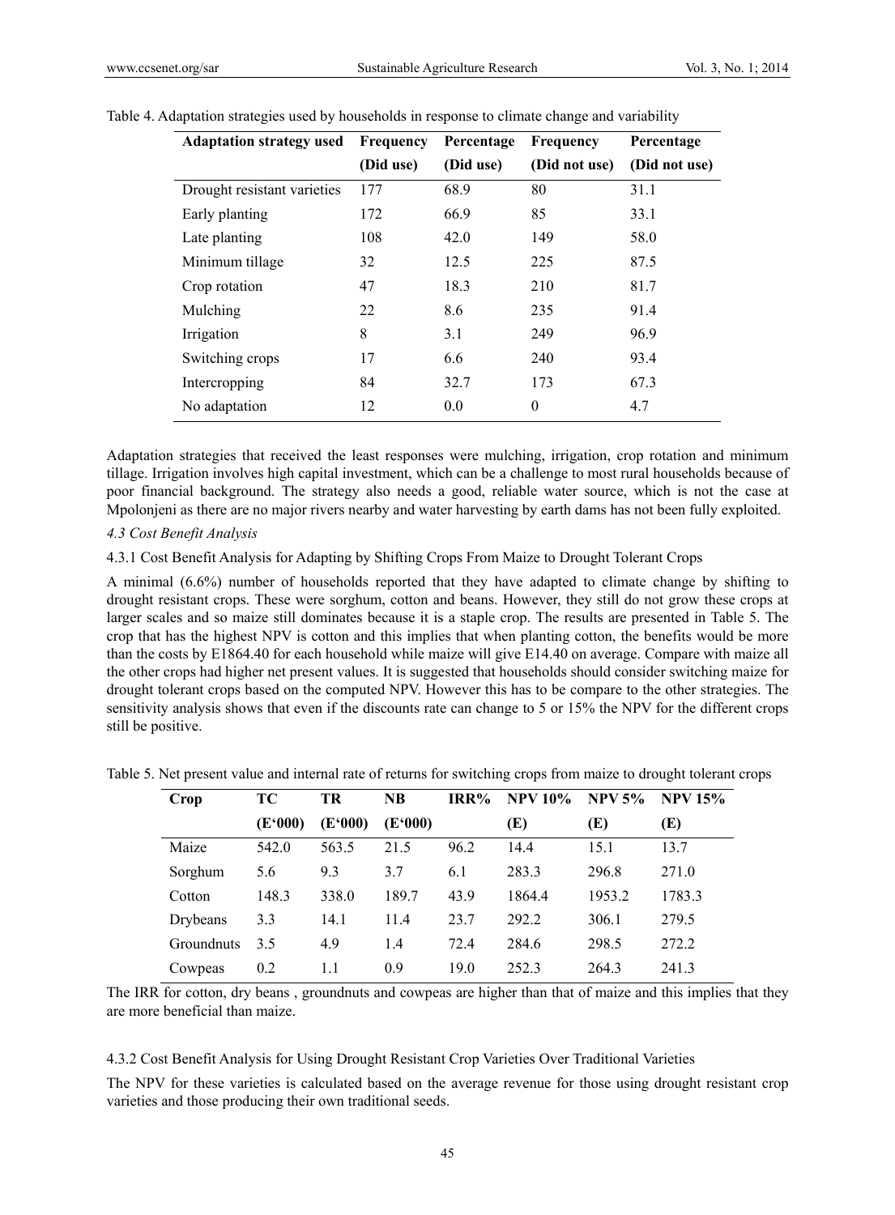Table 4. Adaptation strategies used by households in response to climate change and variability

| Adaptation strategy used | Frequency (Did use) | Percentage (Did use) | Frequency (Did not use) | Percentage (Did not use) |
|---|---|---|---|---|
| Drought resistant varieties | 177 | 68.9 | 80 | 31.1 |
| Early planting | 172 | 66.9 | 85 | 33.1 |
| Late planting | 108 | 42.0 | 149 | 58.0 |
| Minimum tillage | 32 | 12.5 | 225 | 87.5 |
| Crop rotation | 47 | 18.3 | 210 | 81.7 |
| Mulching | 22 | 8.6 | 235 | 91.4 |
| Irrigation | 8 | 3.1 | 249 | 96.9 |
| Switching crops | 17 | 6.6 | 240 | 93.4 |
| Intercropping | 84 | 32.7 | 173 | 67.3 |
| No adaptation | 12 | 0.0 | 0 | 4.7 |

Adaptation strategies that received the least responses were mulching, irrigation, crop rotation and minimum tillage. Irrigation involves high capital investment, which can be a challenge to most rural households because of poor financial background. The strategy also needs a good, reliable water source, which is not the case at Mpolonjeni as there are no major rivers nearby and water harvesting by earth dams has not been fully exploited.

#### *4.3 Cost Benefit Analysis*

##### 4.3.1 Cost Benefit Analysis for Adapting by Shifting Crops From Maize to Drought Tolerant Crops

A minimal (6.6%) number of households reported that they have adapted to climate change by shifting to drought resistant crops. These were sorghum, cotton and beans. However, they still do not grow these crops at larger scales and so maize still dominates because it is a staple crop. The results are presented in Table 5. The crop that has the highest NPV is cotton and this implies that when planting cotton, the benefits would be more than the costs by E1864.40 for each household while maize will give E14.40 on average. Compare with maize all the other crops had higher net present values. It is suggested that households should consider switching maize for drought tolerant crops based on the computed NPV. However this has to be compare to the other strategies. The sensitivity analysis shows that even if the discounts rate can change to 5 or 15% the NPV for the different crops still be positive.

Table 5. Net present value and internal rate of returns for switching crops from maize to drought tolerant crops

| Crop | TC (E'000) | TR (E'000) | NB (E'000) | IRR% | NPV 10% (E) | NPV 5% (E) | NPV 15% (E) |
|---|---|---|---|---|---|---|---|
| Maize | 542.0 | 563.5 | 21.5 | 96.2 | 14.4 | 15.1 | 13.7 |
| Sorghum | 5.6 | 9.3 | 3.7 | 6.1 | 283.3 | 296.8 | 271.0 |
| Cotton | 148.3 | 338.0 | 189.7 | 43.9 | 1864.4 | 1953.2 | 1783.3 |
| Drybeans | 3.3 | 14.1 | 11.4 | 23.7 | 292.2 | 306.1 | 279.5 |
| Groundnuts | 3.5 | 4.9 | 1.4 | 72.4 | 284.6 | 298.5 | 272.2 |
| Cowpeas | 0.2 | 1.1 | 0.9 | 19.0 | 252.3 | 264.3 | 241.3 |

The IRR for cotton, dry beans , groundnuts and cowpeas are higher than that of maize and this implies that they are more beneficial than maize.

##### 4.3.2 Cost Benefit Analysis for Using Drought Resistant Crop Varieties Over Traditional Varieties

The NPV for these varieties is calculated based on the average revenue for those using drought resistant crop varieties and those producing their own traditional seeds.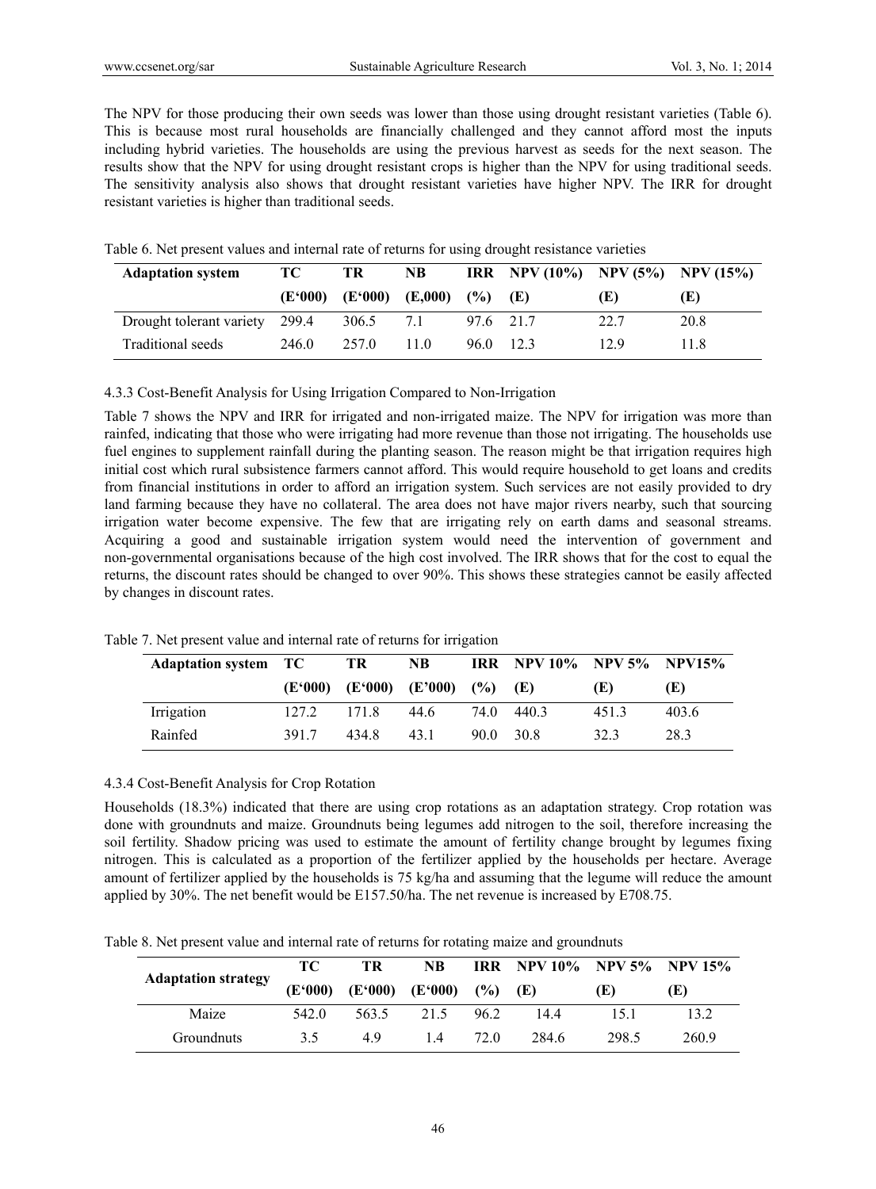The NPV for those producing their own seeds was lower than those using drought resistant varieties (Table 6). This is because most rural households are financially challenged and they cannot afford most the inputs including hybrid varieties. The households are using the previous harvest as seeds for the next season. The results show that the NPV for using drought resistant crops is higher than the NPV for using traditional seeds. The sensitivity analysis also shows that drought resistant varieties have higher NPV. The IRR for drought resistant varieties is higher than traditional seeds.

Table 6. Net present values and internal rate of returns for using drought resistance varieties

| Adaptation system | TC | TR | NB | IRR | NPV (10%) | NPV (5%) | NPV (15%) |
|---|---|---|---|---|---|---|---|
| | (E'000) | (E'000) | (E,000) | (%) | (E) | (E) | (E) |
| Drought tolerant variety | 299.4 | 306.5 | 7.1 | 97.6 | 21.7 | 22.7 | 20.8 |
| Traditional seeds | 246.0 | 257.0 | 11.0 | 96.0 | 12.3 | 12.9 | 11.8 |

#### 4.3.3 Cost-Benefit Analysis for Using Irrigation Compared to Non-Irrigation

Table 7 shows the NPV and IRR for irrigated and non-irrigated maize. The NPV for irrigation was more than rainfed, indicating that those who were irrigating had more revenue than those not irrigating. The households use fuel engines to supplement rainfall during the planting season. The reason might be that irrigation requires high initial cost which rural subsistence farmers cannot afford. This would require household to get loans and credits from financial institutions in order to afford an irrigation system. Such services are not easily provided to dry land farming because they have no collateral. The area does not have major rivers nearby, such that sourcing irrigation water become expensive. The few that are irrigating rely on earth dams and seasonal streams. Acquiring a good and sustainable irrigation system would need the intervention of government and non-governmental organisations because of the high cost involved. The IRR shows that for the cost to equal the returns, the discount rates should be changed to over 90%. This shows these strategies cannot be easily affected by changes in discount rates.

Table 7. Net present value and internal rate of returns for irrigation

| Adaptation system | TC | TR | NB | IRR | NPV 10% | NPV 5% | NPV15% |
|---|---|---|---|---|---|---|---|
| | (E'000) | (E'000) | (E'000) | (%) | (E) | (E) | (E) |
| Irrigation | 127.2 | 171.8 | 44.6 | 74.0 | 440.3 | 451.3 | 403.6 |
| Rainfed | 391.7 | 434.8 | 43.1 | 90.0 | 30.8 | 32.3 | 28.3 |

#### 4.3.4 Cost-Benefit Analysis for Crop Rotation

Households (18.3%) indicated that there are using crop rotations as an adaptation strategy. Crop rotation was done with groundnuts and maize. Groundnuts being legumes add nitrogen to the soil, therefore increasing the soil fertility. Shadow pricing was used to estimate the amount of fertility change brought by legumes fixing nitrogen. This is calculated as a proportion of the fertilizer applied by the households per hectare. Average amount of fertilizer applied by the households is 75 kg/ha and assuming that the legume will reduce the amount applied by 30%. The net benefit would be E157.50/ha. The net revenue is increased by E708.75.

Table 8. Net present value and internal rate of returns for rotating maize and groundnuts

| Adaptation strategy | TC | TR | NB | IRR | NPV 10% | NPV 5% | NPV 15% |
|---|---|---|---|---|---|---|---|
| | (E'000) | (E'000) | (E'000) | (%) | (E) | (E) | (E) |
| Maize | 542.0 | 563.5 | 21.5 | 96.2 | 14.4 | 15.1 | 13.2 |
| Groundnuts | 3.5 | 4.9 | 1.4 | 72.0 | 284.6 | 298.5 | 260.9 |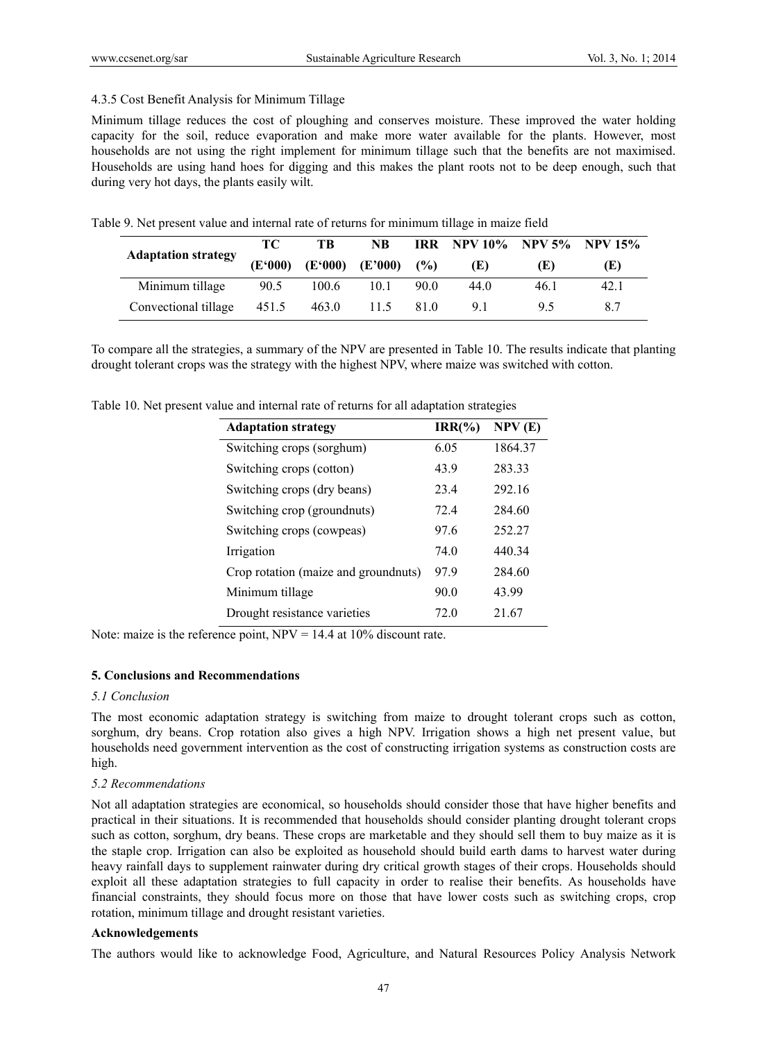4.3.5 Cost Benefit Analysis for Minimum Tillage

Minimum tillage reduces the cost of ploughing and conserves moisture. These improved the water holding capacity for the soil, reduce evaporation and make more water available for the plants. However, most households are not using the right implement for minimum tillage such that the benefits are not maximised. Households are using hand hoes for digging and this makes the plant roots not to be deep enough, such that during very hot days, the plants easily wilt.

Table 9. Net present value and internal rate of returns for minimum tillage in maize field

| Adaptation strategy | TC (E'000) | TB (E'000) | NB (E'000) | IRR (%) | NPV 10% (E) | NPV 5% (E) | NPV 15% (E) |
|---|---|---|---|---|---|---|---|
| Minimum tillage | 90.5 | 100.6 | 10.1 | 90.0 | 44.0 | 46.1 | 42.1 |
| Convectional tillage | 451.5 | 463.0 | 11.5 | 81.0 | 9.1 | 9.5 | 8.7 |

To compare all the strategies, a summary of the NPV are presented in Table 10. The results indicate that planting drought tolerant crops was the strategy with the highest NPV, where maize was switched with cotton.

Table 10. Net present value and internal rate of returns for all adaptation strategies

| Adaptation strategy | IRR(%) | NPV (E) |
|---|---|---|
| Switching crops (sorghum) | 6.05 | 1864.37 |
| Switching crops (cotton) | 43.9 | 283.33 |
| Switching crops (dry beans) | 23.4 | 292.16 |
| Switching crop (groundnuts) | 72.4 | 284.60 |
| Switching crops (cowpeas) | 97.6 | 252.27 |
| Irrigation | 74.0 | 440.34 |
| Crop rotation (maize and groundnuts) | 97.9 | 284.60 |
| Minimum tillage | 90.0 | 43.99 |
| Drought resistance varieties | 72.0 | 21.67 |

Note: maize is the reference point, NPV = 14.4 at 10% discount rate.

## 5. Conclusions and Recommendations

### *5.1 Conclusion*

The most economic adaptation strategy is switching from maize to drought tolerant crops such as cotton, sorghum, dry beans. Crop rotation also gives a high NPV. Irrigation shows a high net present value, but households need government intervention as the cost of constructing irrigation systems as construction costs are high.

### *5.2 Recommendations*

Not all adaptation strategies are economical, so households should consider those that have higher benefits and practical in their situations. It is recommended that households should consider planting drought tolerant crops such as cotton, sorghum, dry beans. These crops are marketable and they should sell them to buy maize as it is the staple crop. Irrigation can also be exploited as household should build earth dams to harvest water during heavy rainfall days to supplement rainwater during dry critical growth stages of their crops. Households should exploit all these adaptation strategies to full capacity in order to realise their benefits. As households have financial constraints, they should focus more on those that have lower costs such as switching crops, crop rotation, minimum tillage and drought resistant varieties.

**Acknowledgements**

The authors would like to acknowledge Food, Agriculture, and Natural Resources Policy Analysis Network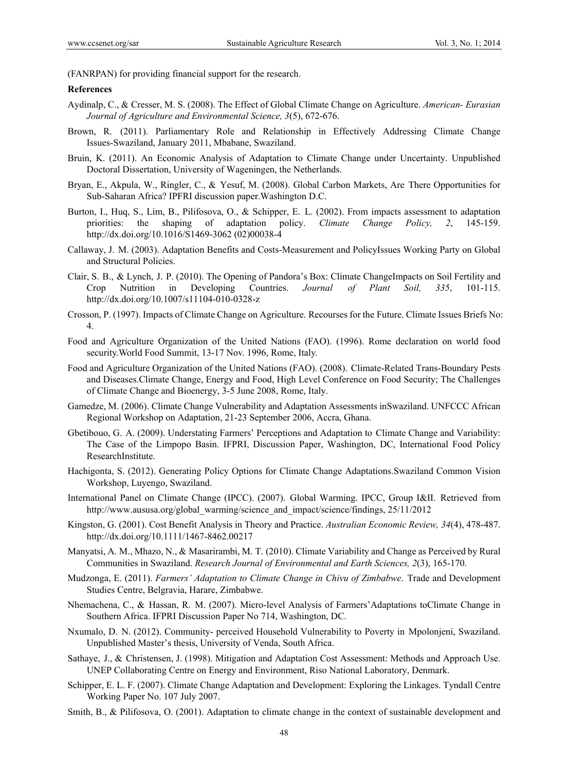(FANRPAN) for providing financial support for the research.

**References**

Aydinalp, C., & Cresser, M. S. (2008). The Effect of Global Climate Change on Agriculture. *American- Eurasian Journal of Agriculture and Environmental Science, 3*(5), 672-676.

Brown, R. (2011). Parliamentary Role and Relationship in Effectively Addressing Climate Change Issues-Swaziland, January 2011, Mbabane, Swaziland.

Bruin, K. (2011). An Economic Analysis of Adaptation to Climate Change under Uncertainty. Unpublished Doctoral Dissertation, University of Wageningen, the Netherlands.

Bryan, E., Akpula, W., Ringler, C., & Yesuf, M. (2008). Global Carbon Markets, Are There Opportunities for Sub-Saharan Africa? IPFRI discussion paper.Washington D.C.

Burton, I., Huq, S., Lim, B., Pilifosova, O., & Schipper, E. L. (2002). From impacts assessment to adaptation priorities: the shaping of adaptation policy. *Climate Change Policy, 2*, 145-159. http://dx.doi.org/10.1016/S1469-3062 (02)00038-4

Callaway, J. M. (2003). Adaptation Benefits and Costs-Measurement and PolicyIssues Working Party on Global and Structural Policies.

Clair, S. B., & Lynch, J. P. (2010). The Opening of Pandora's Box: Climate ChangeImpacts on Soil Fertility and Crop Nutrition in Developing Countries. *Journal of Plant Soil, 335*, 101-115. http://dx.doi.org/10.1007/s11104-010-0328-z

Crosson, P. (1997). Impacts of Climate Change on Agriculture. Recourses for the Future. Climate Issues Briefs No: 4.

Food and Agriculture Organization of the United Nations (FAO). (1996). Rome declaration on world food security.World Food Summit, 13-17 Nov. 1996, Rome, Italy.

Food and Agriculture Organization of the United Nations (FAO). (2008). Climate-Related Trans-Boundary Pests and Diseases.Climate Change, Energy and Food, High Level Conference on Food Security; The Challenges of Climate Change and Bioenergy, 3-5 June 2008, Rome, Italy.

Gamedze, M. (2006). Climate Change Vulnerability and Adaptation Assessments inSwaziland. UNFCCC African Regional Workshop on Adaptation, 21-23 September 2006, Accra, Ghana.

Gbetibouo, G. A. (2009). Understating Farmers' Perceptions and Adaptation to Climate Change and Variability: The Case of the Limpopo Basin. IFPRI, Discussion Paper, Washington, DC, International Food Policy ResearchInstitute.

Hachigonta, S. (2012). Generating Policy Options for Climate Change Adaptations.Swaziland Common Vision Workshop, Luyengo, Swaziland.

International Panel on Climate Change (IPCC). (2007). Global Warming. IPCC, Group I&II. Retrieved from http://www.aususa.org/global_warming/science_and_impact/science/findings, 25/11/2012

Kingston, G. (2001). Cost Benefit Analysis in Theory and Practice. *Australian Economic Review, 34*(4), 478-487. http://dx.doi.org/10.1111/1467-8462.00217

Manyatsi, A. M., Mhazo, N., & Masarirambi, M. T. (2010). Climate Variability and Change as Perceived by Rural Communities in Swaziland. *Research Journal of Environmental and Earth Sciences, 2*(3), 165-170.

Mudzonga, E. (2011). *Farmers' Adaptation to Climate Change in Chivu of Zimbabwe*. Trade and Development Studies Centre, Belgravia, Harare, Zimbabwe.

Nhemachena, C., & Hassan, R. M. (2007). Micro-level Analysis of Farmers'Adaptations toClimate Change in Southern Africa. IFPRI Discussion Paper No 714, Washington, DC.

Nxumalo, D. N. (2012). Community- perceived Household Vulnerability to Poverty in Mpolonjeni, Swaziland. Unpublished Master's thesis, University of Venda, South Africa.

Sathaye, J., & Christensen, J. (1998). Mitigation and Adaptation Cost Assessment: Methods and Approach Use. UNEP Collaborating Centre on Energy and Environment, Riso National Laboratory, Denmark.

Schipper, E. L. F. (2007). Climate Change Adaptation and Development: Exploring the Linkages. Tyndall Centre Working Paper No. 107 July 2007.

Smith, B., & Pilifosova, O. (2001). Adaptation to climate change in the context of sustainable development and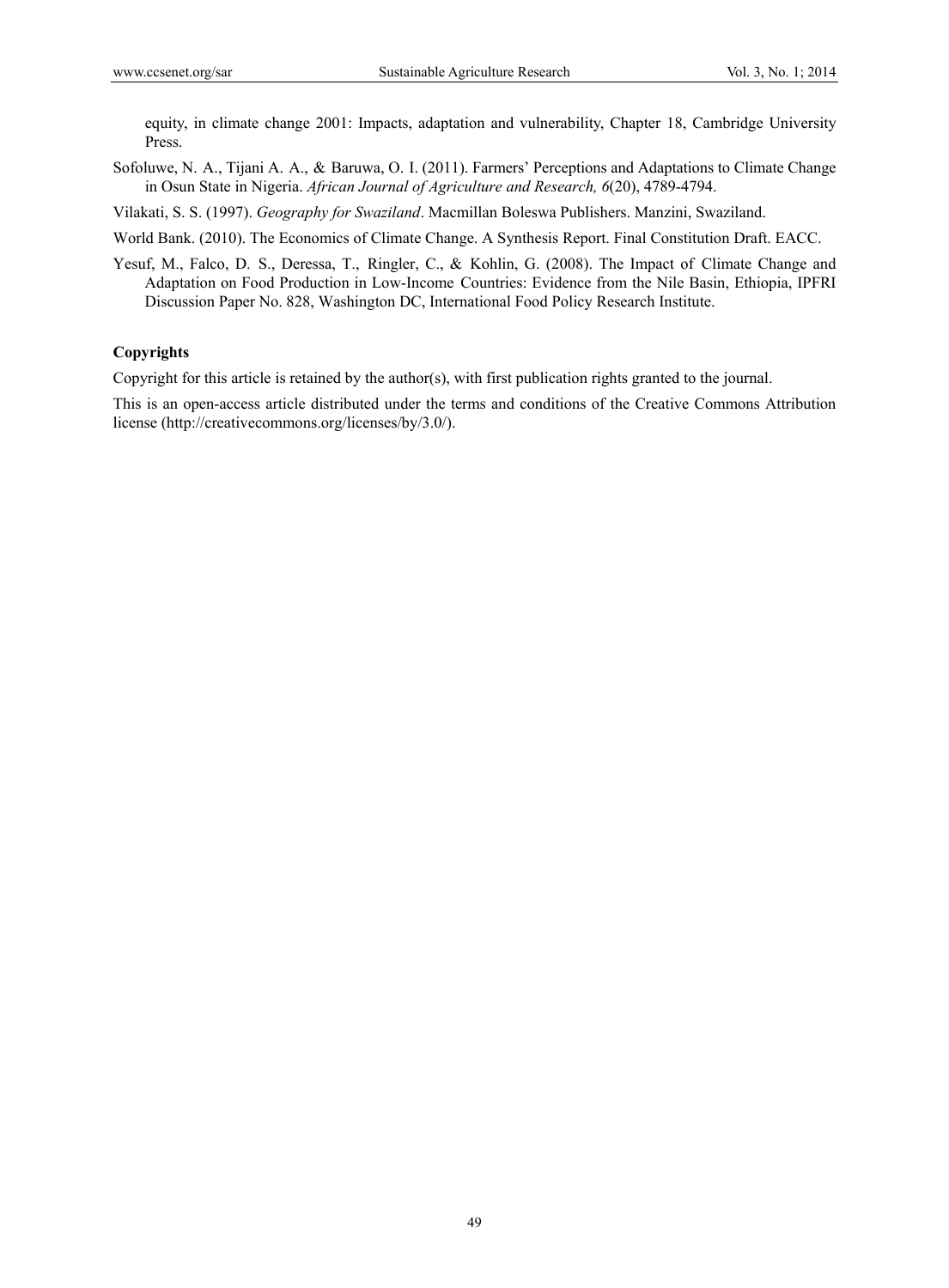equity, in climate change 2001: Impacts, adaptation and vulnerability, Chapter 18, Cambridge University Press.

Sofoluwe, N. A., Tijani A. A., & Baruwa, O. I. (2011). Farmers' Perceptions and Adaptations to Climate Change in Osun State in Nigeria. *African Journal of Agriculture and Research, 6*(20), 4789-4794.

Vilakati, S. S. (1997). *Geography for Swaziland*. Macmillan Boleswa Publishers. Manzini, Swaziland.

World Bank. (2010). The Economics of Climate Change. A Synthesis Report. Final Constitution Draft. EACC.

Yesuf, M., Falco, D. S., Deressa, T., Ringler, C., & Kohlin, G. (2008). The Impact of Climate Change and Adaptation on Food Production in Low-Income Countries: Evidence from the Nile Basin, Ethiopia, IPFRI Discussion Paper No. 828, Washington DC, International Food Policy Research Institute.

**Copyrights**

Copyright for this article is retained by the author(s), with first publication rights granted to the journal.

This is an open-access article distributed under the terms and conditions of the Creative Commons Attribution license (http://creativecommons.org/licenses/by/3.0/).